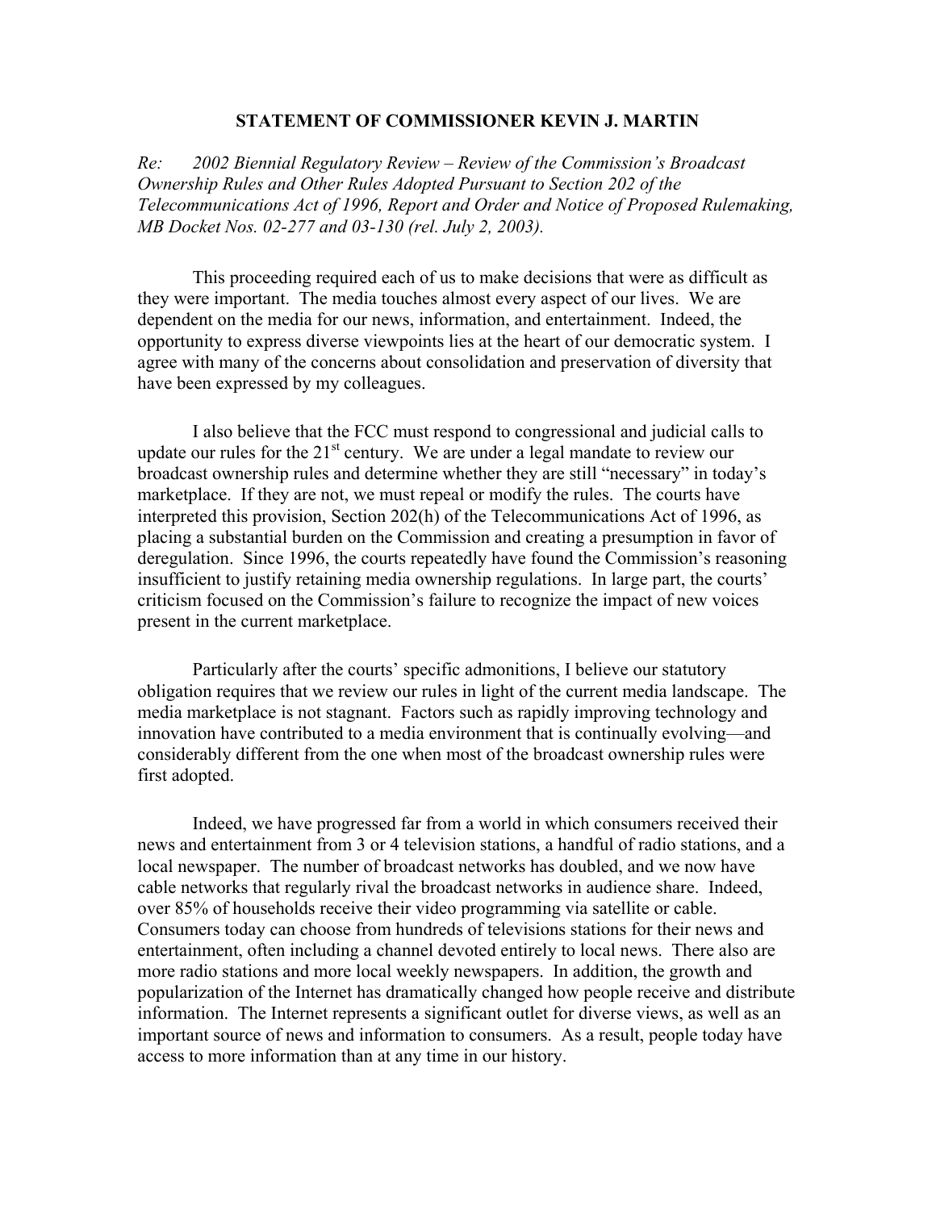# STATEMENT OF COMMISSIONER KEVIN J. MARTIN

*Re: 2002 Biennial Regulatory Review – Review of the Commission's Broadcast Ownership Rules and Other Rules Adopted Pursuant to Section 202 of the Telecommunications Act of 1996, Report and Order and Notice of Proposed Rulemaking, MB Docket Nos. 02-277 and 03-130 (rel. July 2, 2003).*

This proceeding required each of us to make decisions that were as difficult as they were important. The media touches almost every aspect of our lives. We are dependent on the media for our news, information, and entertainment. Indeed, the opportunity to express diverse viewpoints lies at the heart of our democratic system. I agree with many of the concerns about consolidation and preservation of diversity that have been expressed by my colleagues.

I also believe that the FCC must respond to congressional and judicial calls to update our rules for the 21st century. We are under a legal mandate to review our broadcast ownership rules and determine whether they are still "necessary" in today's marketplace. If they are not, we must repeal or modify the rules. The courts have interpreted this provision, Section 202(h) of the Telecommunications Act of 1996, as placing a substantial burden on the Commission and creating a presumption in favor of deregulation. Since 1996, the courts repeatedly have found the Commission's reasoning insufficient to justify retaining media ownership regulations. In large part, the courts' criticism focused on the Commission's failure to recognize the impact of new voices present in the current marketplace.

Particularly after the courts' specific admonitions, I believe our statutory obligation requires that we review our rules in light of the current media landscape. The media marketplace is not stagnant. Factors such as rapidly improving technology and innovation have contributed to a media environment that is continually evolving—and considerably different from the one when most of the broadcast ownership rules were first adopted.

Indeed, we have progressed far from a world in which consumers received their news and entertainment from 3 or 4 television stations, a handful of radio stations, and a local newspaper. The number of broadcast networks has doubled, and we now have cable networks that regularly rival the broadcast networks in audience share. Indeed, over 85% of households receive their video programming via satellite or cable. Consumers today can choose from hundreds of televisions stations for their news and entertainment, often including a channel devoted entirely to local news. There also are more radio stations and more local weekly newspapers. In addition, the growth and popularization of the Internet has dramatically changed how people receive and distribute information. The Internet represents a significant outlet for diverse views, as well as an important source of news and information to consumers. As a result, people today have access to more information than at any time in our history.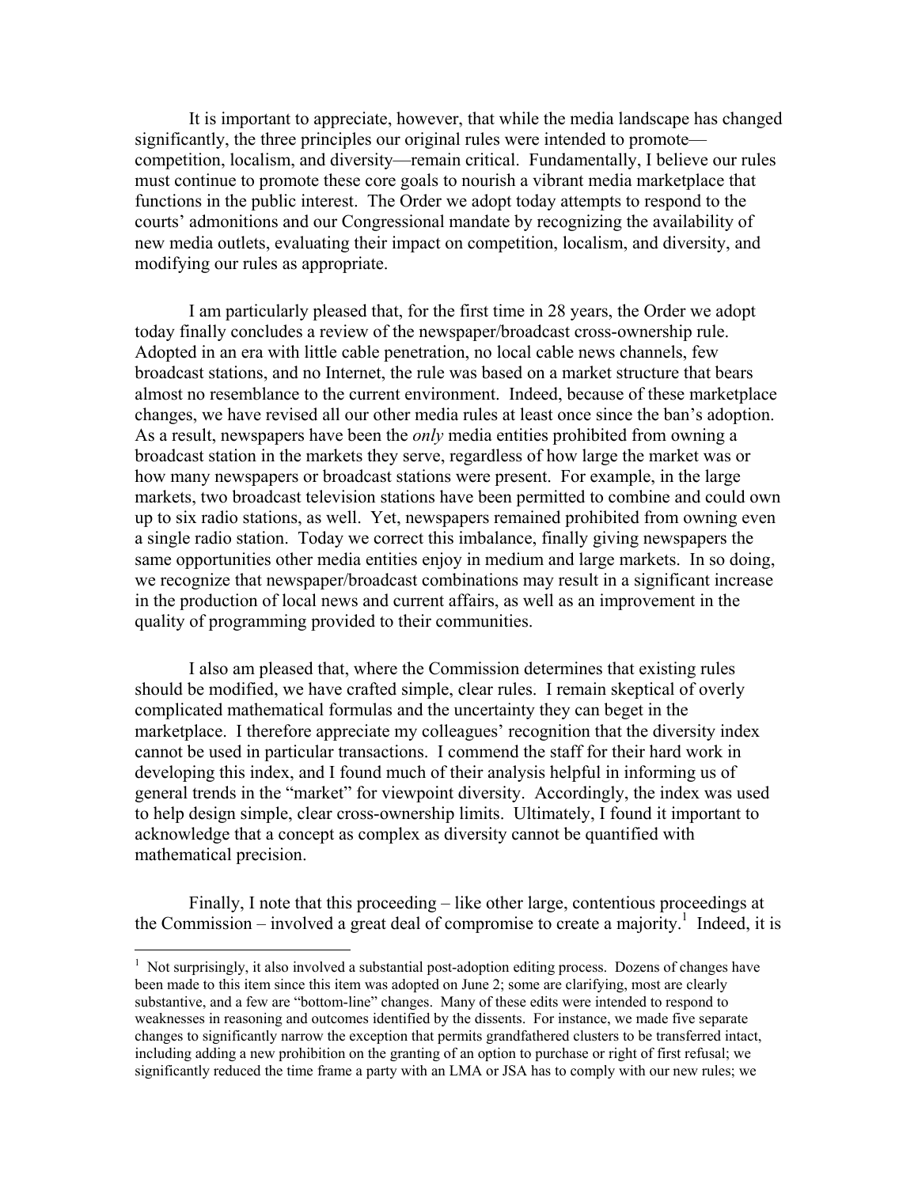It is important to appreciate, however, that while the media landscape has changed significantly, the three principles our original rules were intended to promote—competition, localism, and diversity—remain critical. Fundamentally, I believe our rules must continue to promote these core goals to nourish a vibrant media marketplace that functions in the public interest. The Order we adopt today attempts to respond to the courts' admonitions and our Congressional mandate by recognizing the availability of new media outlets, evaluating their impact on competition, localism, and diversity, and modifying our rules as appropriate.

I am particularly pleased that, for the first time in 28 years, the Order we adopt today finally concludes a review of the newspaper/broadcast cross-ownership rule. Adopted in an era with little cable penetration, no local cable news channels, few broadcast stations, and no Internet, the rule was based on a market structure that bears almost no resemblance to the current environment. Indeed, because of these marketplace changes, we have revised all our other media rules at least once since the ban's adoption. As a result, newspapers have been the *only* media entities prohibited from owning a broadcast station in the markets they serve, regardless of how large the market was or how many newspapers or broadcast stations were present. For example, in the large markets, two broadcast television stations have been permitted to combine and could own up to six radio stations, as well. Yet, newspapers remained prohibited from owning even a single radio station. Today we correct this imbalance, finally giving newspapers the same opportunities other media entities enjoy in medium and large markets. In so doing, we recognize that newspaper/broadcast combinations may result in a significant increase in the production of local news and current affairs, as well as an improvement in the quality of programming provided to their communities.

I also am pleased that, where the Commission determines that existing rules should be modified, we have crafted simple, clear rules. I remain skeptical of overly complicated mathematical formulas and the uncertainty they can beget in the marketplace. I therefore appreciate my colleagues' recognition that the diversity index cannot be used in particular transactions. I commend the staff for their hard work in developing this index, and I found much of their analysis helpful in informing us of general trends in the "market" for viewpoint diversity. Accordingly, the index was used to help design simple, clear cross-ownership limits. Ultimately, I found it important to acknowledge that a concept as complex as diversity cannot be quantified with mathematical precision.

Finally, I note that this proceeding – like other large, contentious proceedings at the Commission – involved a great deal of compromise to create a majority.[1] Indeed, it is

[1] Not surprisingly, it also involved a substantial post-adoption editing process. Dozens of changes have been made to this item since this item was adopted on June 2; some are clarifying, most are clearly substantive, and a few are "bottom-line" changes. Many of these edits were intended to respond to weaknesses in reasoning and outcomes identified by the dissents. For instance, we made five separate changes to significantly narrow the exception that permits grandfathered clusters to be transferred intact, including adding a new prohibition on the granting of an option to purchase or right of first refusal; we significantly reduced the time frame a party with an LMA or JSA has to comply with our new rules; we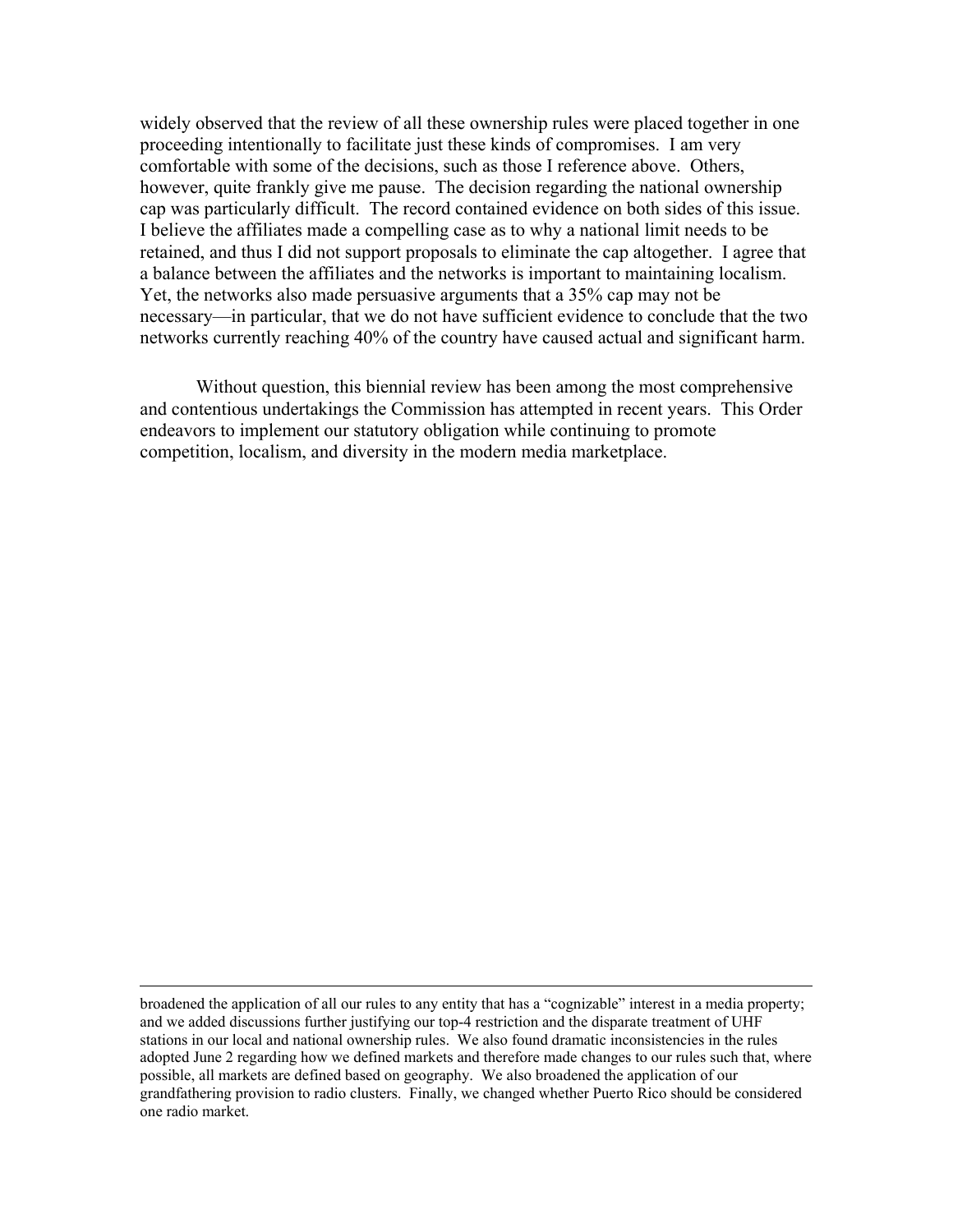widely observed that the review of all these ownership rules were placed together in one proceeding intentionally to facilitate just these kinds of compromises. I am very comfortable with some of the decisions, such as those I reference above. Others, however, quite frankly give me pause. The decision regarding the national ownership cap was particularly difficult. The record contained evidence on both sides of this issue. I believe the affiliates made a compelling case as to why a national limit needs to be retained, and thus I did not support proposals to eliminate the cap altogether. I agree that a balance between the affiliates and the networks is important to maintaining localism. Yet, the networks also made persuasive arguments that a 35% cap may not be necessary—in particular, that we do not have sufficient evidence to conclude that the two networks currently reaching 40% of the country have caused actual and significant harm.

Without question, this biennial review has been among the most comprehensive and contentious undertakings the Commission has attempted in recent years. This Order endeavors to implement our statutory obligation while continuing to promote competition, localism, and diversity in the modern media marketplace.

---

broadened the application of all our rules to any entity that has a "cognizable" interest in a media property; and we added discussions further justifying our top-4 restriction and the disparate treatment of UHF stations in our local and national ownership rules. We also found dramatic inconsistencies in the rules adopted June 2 regarding how we defined markets and therefore made changes to our rules such that, where possible, all markets are defined based on geography. We also broadened the application of our grandfathering provision to radio clusters. Finally, we changed whether Puerto Rico should be considered one radio market.